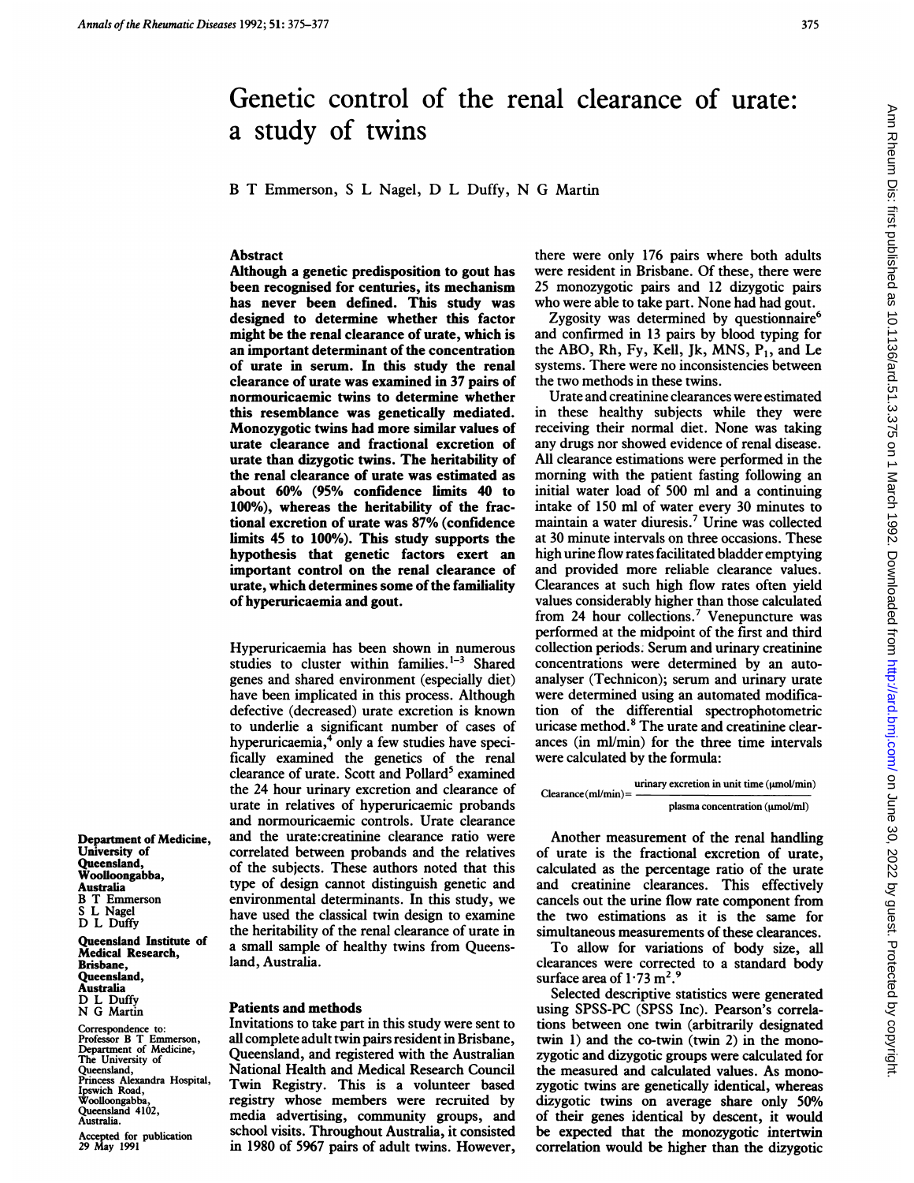# Genetic control of the renal clearance of urate: a study of twins

B T Emmerson, S L Nagel, D L Duffy, N G Martin

Department of Medicine, University of Queensland, Woolloongabba, Australia
B T Emmerson
S L Nagel
D L Duffy

Queensland Institute of Medical Research, Brisbane, Queensland, Australia
D L Duffy
N G Martin

Correspondence to: Professor B T Emmerson, Department of Medicine, The University of Queensland, Princess Alexandra Hospital, Ipswich Road, Woolloongabba, Queensland 4102, Australia.

Accepted for publication 29 May 1991

## Abstract

**Although a genetic predisposition to gout has been recognised for centuries, its mechanism has never been defined. This study was designed to determine whether this factor might be the renal clearance of urate, which is an important determinant of the concentration of urate in serum. In this study the renal clearance of urate was examined in 37 pairs of normouricaemic twins to determine whether this resemblance was genetically mediated. Monozygotic twins had more similar values of urate clearance and fractional excretion of urate than dizygotic twins. The heritability of the renal clearance of urate was estimated as about 60% (95% confidence limits 40 to 100%), whereas the heritability of the fractional excretion of urate was 87% (confidence limits 45 to 100%). This study supports the hypothesis that genetic factors exert an important control on the renal clearance of urate, which determines some of the familiality of hyperuricaemia and gout.**

Hyperuricaemia has been shown in numerous studies to cluster within families.[1–3] Shared genes and shared environment (especially diet) have been implicated in this process. Although defective (decreased) urate excretion is known to underlie a significant number of cases of hyperuricaemia,[4] only a few studies have specifically examined the genetics of the renal clearance of urate. Scott and Pollard[5] examined the 24 hour urinary excretion and clearance of urate in relatives of hyperuricaemic probands and normouricaemic controls. Urate clearance and the urate:creatinine clearance ratio were correlated between probands and the relatives of the subjects. These authors noted that this type of design cannot distinguish genetic and environmental determinants. In this study, we have used the classical twin design to examine the heritability of the renal clearance of urate in a small sample of healthy twins from Queensland, Australia.

## Patients and methods

Invitations to take part in this study were sent to all complete adult twin pairs resident in Brisbane, Queensland, and registered with the Australian National Health and Medical Research Council Twin Registry. This is a volunteer based registry whose members were recruited by media advertising, community groups, and school visits. Throughout Australia, it consisted in 1980 of 5967 pairs of adult twins. However, there were only 176 pairs where both adults were resident in Brisbane. Of these, there were 25 monozygotic pairs and 12 dizygotic pairs who were able to take part. None had had gout.

Zygosity was determined by questionnaire[6] and confirmed in 13 pairs by blood typing for the ABO, Rh, Fy, Kell, Jk, MNS, $P_1$, and Le systems. There were no inconsistencies between the two methods in these twins.

Urate and creatinine clearances were estimated in these healthy subjects while they were receiving their normal diet. None was taking any drugs nor showed evidence of renal disease. All clearance estimations were performed in the morning with the patient fasting following an initial water load of 500 ml and a continuing intake of 150 ml of water every 30 minutes to maintain a water diuresis.[7] Urine was collected at 30 minute intervals on three occasions. These high urine flow rates facilitated bladder emptying and provided more reliable clearance values. Clearances at such high flow rates often yield values considerably higher than those calculated from 24 hour collections.[7] Venepuncture was performed at the midpoint of the first and third collection periods. Serum and urinary creatinine concentrations were determined by an autoanalyser (Technicon); serum and urinary urate were determined using an automated modification of the differential spectrophotometric uricase method.[8] The urate and creatinine clearances (in ml/min) for the three time intervals were calculated by the formula:

$$\text{Clearance (ml/min)} = \frac{\text{urinary excretion in unit time } (\mu\text{mol/min})}{\text{plasma concentration } (\mu\text{mol/ml})}$$

Another measurement of the renal handling of urate is the fractional excretion of urate, calculated as the percentage ratio of the urate and creatinine clearances. This effectively cancels out the urine flow rate component from the two estimations as it is the same for simultaneous measurements of these clearances.

To allow for variations of body size, all clearances were corrected to a standard body surface area of $1 \cdot 73\ m^2$.[9]

Selected descriptive statistics were generated using SPSS-PC (SPSS Inc). Pearson's correlations between one twin (arbitrarily designated twin 1) and the co-twin (twin 2) in the monozygotic and dizygotic groups were calculated for the measured and calculated values. As monozygotic twins are genetically identical, whereas dizygotic twins on average share only 50% of their genes identical by descent, it would be expected that the monozygotic intertwin correlation would be higher than the dizygotic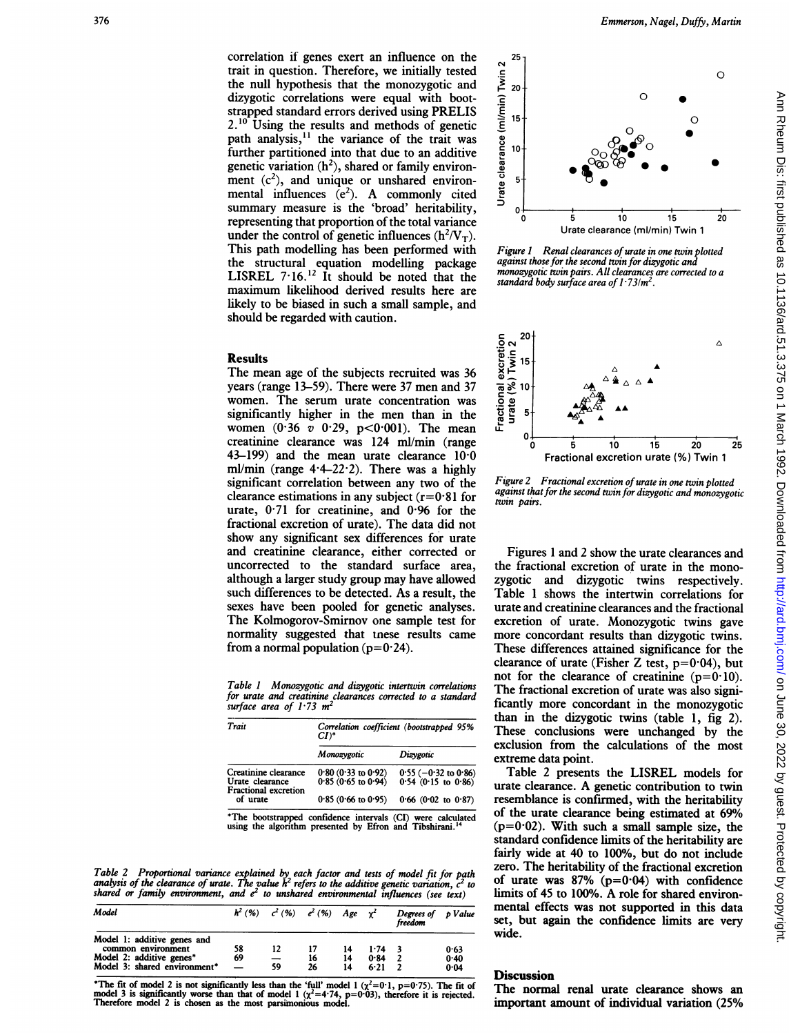correlation if genes exert an influence on the trait in question. Therefore, we initially tested the null hypothesis that the monozygotic and dizygotic correlations were equal with bootstrapped standard errors derived using PRELIS 2.[10] Using the results and methods of genetic path analysis,[11] the variance of the trait was further partitioned into that due to an additive genetic variation ($h^2$), shared or family environment ($c^2$), and unique or unshared environmental influences ($e^2$). A commonly cited summary measure is the 'broad' heritability, representing that proportion of the total variance under the control of genetic influences ($h^2/V_T$). This path modelling has been performed with the structural equation modelling package LISREL 7·16.[12] It should be noted that the maximum likelihood derived results here are likely to be biased in such a small sample, and should be regarded with caution.

## Results

The mean age of the subjects recruited was 36 years (range 13–59). There were 37 men and 37 women. The serum urate concentration was significantly higher in the men than in the women (0·36 v 0·29, p<0·001). The mean creatinine clearance was 124 ml/min (range 43–199) and the mean urate clearance 10·0 ml/min (range 4·4–22·2). There was a highly significant correlation between any two of the clearance estimations in any subject (r=0·81 for urate, 0·71 for creatinine, and 0·96 for the fractional excretion of urate). The data did not show any significant sex differences for urate and creatinine clearance, either corrected or uncorrected to the standard surface area, although a larger study group may have allowed such differences to be detected. As a result, the sexes have been pooled for genetic analyses. The Kolmogorov-Smirnov one sample test for normality suggested that tnese results came from a normal population (p=0·24).

*Table 1 Monozygotic and dizygotic intertwin correlations for urate and creatinine clearances corrected to a standard surface area of 1·73 $m^2$*

| Trait | Correlation coefficient (bootstrapped 95% CI)* | |
|---|---|---|
| | *Monozygotic* | *Dizygotic* |
| Creatinine clearance | 0·80 (0·33 to 0·92) | 0·55 (−0·32 to 0·86) |
| Urate clearance | 0·85 (0·65 to 0·94) | 0·54 (0·15 to 0·86) |
| Fractional excretion of urate | 0·85 (0·66 to 0·95) | 0·66 (0·02 to 0·87) |

*The bootstrapped confidence intervals (CI) were calculated using the algorithm presented by Efron and Tibshirani.[14]

*Table 2 Proportional variance explained by each factor and tests of model fit for path analysis of the clearance of urate. The value $h^2$ refers to the additive genetic variation, $c^2$ to shared or family environment, and $e^2$ to unshared environmental influences (see text)*

| Model | $h^2$ (%) | $c^2$ (%) | $e^2$ (%) | Age | $\chi^2$ | Degrees of freedom | p Value |
|---|---|---|---|---|---|---|---|
| Model 1: additive genes and common environment | 58 | 12 | 17 | 14 | 1·74 | 3 | 0·63 |
| Model 2: additive genes* | 69 | — | 16 | 14 | 0·84 | 2 | 0·40 |
| Model 3: shared environment* | — | 59 | 26 | 14 | 6·21 | 2 | 0·04 |

*The fit of model 2 is not significantly less than the 'full' model 1 ($\chi^2$=0·1, p=0·75). The fit of model 3 is significantly worse than that of model 1 ($\chi^2$=4·74, p=0·03), therefore it is rejected. Therefore model 2 is chosen as the most parsimonious model.

*Figure 1 Renal clearances of urate in one twin plotted against those for the second twin for dizygotic and monozygotic twin pairs. All clearances are corrected to a standard body surface area of 1·73/$m^2$.*

*Figure 2 Fractional excretion of urate in one twin plotted against that for the second twin for dizygotic and monozygotic twin pairs.*

Figures 1 and 2 show the urate clearances and the fractional excretion of urate in the monozygotic and dizygotic twins respectively. Table 1 shows the intertwin correlations for urate and creatinine clearances and the fractional excretion of urate. Monozygotic twins gave more concordant results than dizygotic twins. These differences attained significance for the clearance of urate (Fisher Z test, p=0·04), but not for the clearance of creatinine (p=0·10). The fractional excretion of urate was also significantly more concordant in the monozygotic than in the dizygotic twins (table 1, fig 2). These conclusions were unchanged by the exclusion from the calculations of the most extreme data point.

Table 2 presents the LISREL models for urate clearance. A genetic contribution to twin resemblance is confirmed, with the heritability of the urate clearance being estimated at 69% (p=0·02). With such a small sample size, the standard confidence limits of the heritability are fairly wide at 40 to 100%, but do not include zero. The heritability of the fractional excretion of urate was 87% (p=0·04) with confidence limits of 45 to 100%. A role for shared environmental effects was not supported in this data set, but again the confidence limits are very wide.

## Discussion

The normal renal urate clearance shows an important amount of individual variation (25%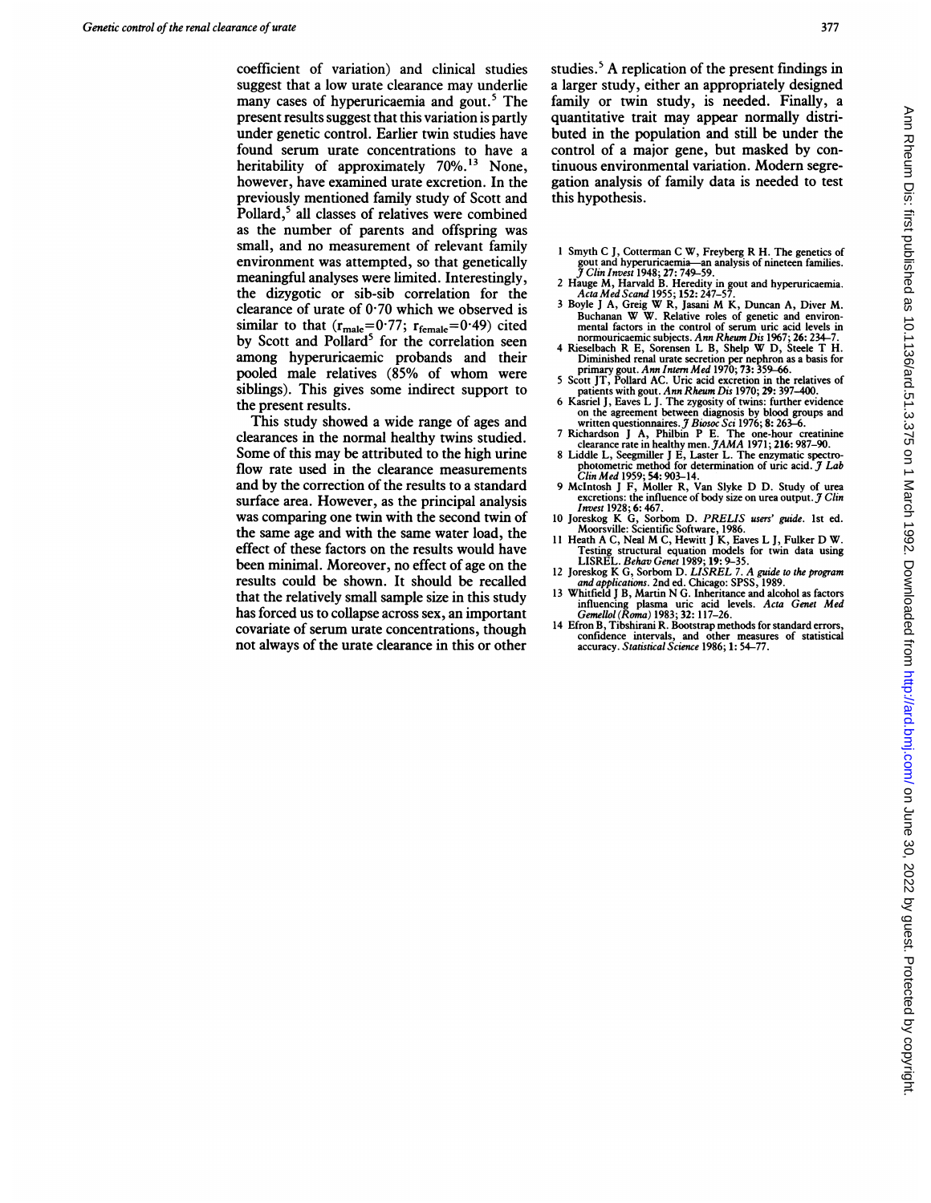coefficient of variation) and clinical studies suggest that a low urate clearance may underlie many cases of hyperuricaemia and gout.[5] The present results suggest that this variation is partly under genetic control. Earlier twin studies have found serum urate concentrations to have a heritability of approximately 70%.[13] None, however, have examined urate excretion. In the previously mentioned family study of Scott and Pollard,[5] all classes of relatives were combined as the number of parents and offspring was small, and no measurement of relevant family environment was attempted, so that genetically meaningful analyses were limited. Interestingly, the dizygotic or sib-sib correlation for the clearance of urate of 0·70 which we observed is similar to that ($r_{male}=0·77$; $r_{female}=0·49$) cited by Scott and Pollard[5] for the correlation seen among hyperuricaemic probands and their pooled male relatives (85% of whom were siblings). This gives some indirect support to the present results.

This study showed a wide range of ages and clearances in the normal healthy twins studied. Some of this may be attributed to the high urine flow rate used in the clearance measurements and by the correction of the results to a standard surface area. However, as the principal analysis was comparing one twin with the second twin of the same age and with the same water load, the effect of these factors on the results would have been minimal. Moreover, no effect of age on the results could be shown. It should be recalled that the relatively small sample size in this study has forced us to collapse across sex, an important covariate of serum urate concentrations, though not always of the urate clearance in this or other studies.[5] A replication of the present findings in a larger study, either an appropriately designed family or twin study, is needed. Finally, a quantitative trait may appear normally distributed in the population and still be under the control of a major gene, but masked by continuous environmental variation. Modern segregation analysis of family data is needed to test this hypothesis.

1 Smyth C J, Cotterman C W, Freyberg R H. The genetics of gout and hyperuricaemia—an analysis of nineteen families. *J Clin Invest* 1948; **27**: 749–59.
2 Hauge M, Harvald B. Heredity in gout and hyperuricaemia. *Acta Med Scand* 1955; **152**: 247–57.
3 Boyle J A, Greig W R, Jasani M K, Duncan A, Diver M. Buchanan W W. Relative roles of genetic and environmental factors in the control of serum uric acid levels in normouricaemic subjects. *Ann Rheum Dis* 1967; **26**: 234–7.
4 Rieselbach R E, Sorensen L B, Shelp W D, Steele T H. Diminished renal urate secretion per nephron as a basis for primary gout. *Ann Intern Med* 1970; **73**: 359–66.
5 Scott JT, Pollard AC. Uric acid excretion in the relatives of patients with gout. *Ann Rheum Dis* 1970; **29**: 397–400.
6 Kasriel J, Eaves L J. The zygosity of twins: further evidence on the agreement between diagnosis by blood groups and written questionnaires. *J Biosoc Sci* 1976; **8**: 263–6.
7 Richardson J A, Philbin P E. The one-hour creatinine clearance rate in healthy men. *JAMA* 1971; **216**: 987–90.
8 Liddle L, Seegmiller J E, Laster L. The enzymatic spectrophotometric method for determination of uric acid. *J Lab Clin Med* 1959; **54**: 903–14.
9 McIntosh J F, Moller R, Van Slyke D D. Study of urea excretions: the influence of body size on urea output. *J Clin Invest* 1928; **6**: 467.
10 Joreskog K G, Sorbom D. *PRELIS users' guide*. 1st ed. Moorsville: Scientific Software, 1986.
11 Heath A C, Neal M C, Hewitt J K, Eaves L J, Fulker D W. Testing structural equation models for twin data using LISREL. *Behav Genet* 1989; **19**: 9–35.
12 Joreskog K G, Sorbom D. *LISREL 7. A guide to the program and applications*. 2nd ed. Chicago: SPSS, 1989.
13 Whitfield J B, Martin N G. Inheritance and alcohol as factors influencing plasma uric acid levels. *Acta Genet Med Gemellol (Roma)* 1983; **32**: 117–26.
14 Efron B, Tibshirani R. Bootstrap methods for standard errors, confidence intervals, and other measures of statistical accuracy. *Statistical Science* 1986; **1**: 54–77.